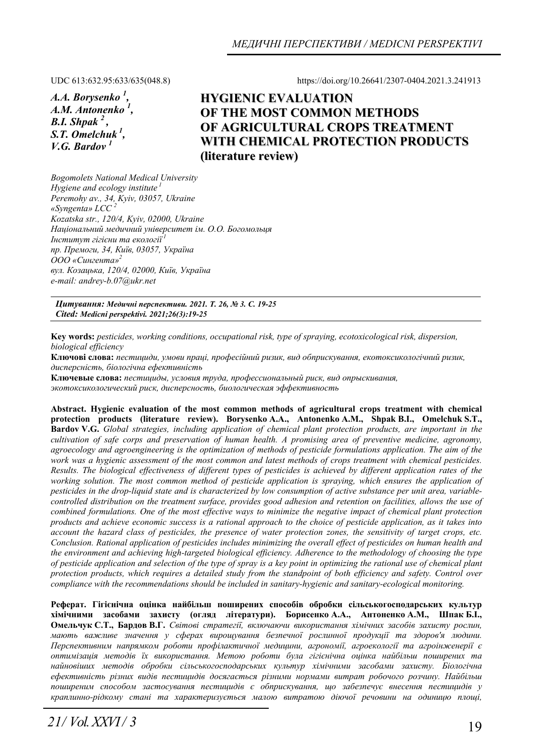UDC 613:632.95:633/635(048.8) https://doi.org/10.26641/2307-0404.2021.3.241913

*A.A. Borysenko [1], A.M. Antonenko [1], B.I. Shpak [2], S.T. Omelchuk [1], V.G. Bardov [1]*

# HYGIENIC EVALUATION OF THE MOST COMMON METHODS OF AGRICULTURAL CROPS TREATMENT WITH CHEMICAL PROTECTION PRODUCTS (literature review)

*Bogomolets National Medical University*
*Hygiene and ecology institute [1]*
*Peremohy av., 34, Kyiv, 03057, Ukraine*
*«Syngenta» LCC [2]*
*Kozatska str., 120/4, Kyiv, 02000, Ukraine*
*Національний медичний університет ім. О.О. Богомольця*
*Інститут гігієни та екології [1]*
*пр. Премоги, 34, Київ, 03057, Україна*
*ООО «Сингента» [2]*
*вул. Козацька, 120/4, 02000, Київ, Україна*
*e-mail: andrey-b.07@ukr.net*

***Цитування:* *Медичні перспективи. 2021. Т. 26, № 3. С. 19-25***
***Cited:* *Medicni perspektivi. 2021;26(3):19-25***

**Key words:** *pesticides, working conditions, occupational risk, type of spraying, ecotoxicological risk, dispersion, biological efficiency*

**Ключові слова:** *пестициди, умови праці, професійний ризик, вид обприскування, екотоксикологічний ризик, дисперсність, біологічна ефективність*

**Ключевые слова:** *пестициды, условия труда, профессиональный риск, вид опрыскивания, экотоксикологический риск, дисперсность, биологическая эффективность*

**Abstract. Hygienic evaluation of the most common methods of agricultural crops treatment with chemical protection products (literature review). Borysenko A.A., Antonenko A.M., Shpak B.I., Omelchuk S.T., Bardov V.G.** *Global strategies, including application of chemical plant protection products, are important in the cultivation of safe corps and preservation of human health. A promising area of preventive medicine, agronomy, agroecology and agroengineering is the optimization of methods of pesticide formulations application. The aim of the work was a hygienic assessment of the most common and latest methods of crops treatment with chemical pesticides. Results. The biological effectiveness of different types of pesticides is achieved by different application rates of the working solution. The most common method of pesticide application is spraying, which ensures the application of pesticides in the drop-liquid state and is characterized by low consumption of active substance per unit area, variable-controlled distribution on the treatment surface, provides good adhesion and retention on facilities, allows the use of combined formulations. One of the most effective ways to minimize the negative impact of chemical plant protection products and achieve economic success is a rational approach to the choice of pesticide application, as it takes into account the hazard class of pesticides, the presence of water protection zones, the sensitivity of target crops, etc. Conclusion. Rational application of pesticides includes minimizing the overall effect of pesticides on human health and the environment and achieving high-targeted biological efficiency. Adherence to the methodology of choosing the type of pesticide application and selection of the type of spray is a key point in optimizing the rational use of chemical plant protection products, which requires a detailed study from the standpoint of both efficiency and safety. Control over compliance with the recommendations should be included in sanitary-hygienic and sanitary-ecological monitoring.*

**Реферат. Гігієнічна оцінка найбільш поширених способів обробки сільськогосподарських культур хімічними засобами захисту (огляд літератури). Борисенко А.А., Антоненко А.М., Шпак Б.І., Омельчук С.Т., Бардов В.Г.** *Світові стратегії, включаючи використання хімічних засобів захисту рослин, мають важливе значення у сферах вирощування безпечної рослинної продукції та здоров'я людини. Перспективним напрямком роботи профілактичної медицини, агрономії, агроекології та агроінженерії є оптимізація методів їх використання. Метою роботи була гігієнічна оцінка найбільш поширених та найновіших методів обробки сільськогосподарських культур хімічними засобами захисту. Біологічна ефективність різних видів пестицидів досягається різними нормами витрат робочого розчину. Найбільш поширеним способом застосування пестицидів є обприскування, що забезпечує внесення пестицидів у краплинно-рідкому стані та характеризується малою витратою діючої речовини на одиницю площі,*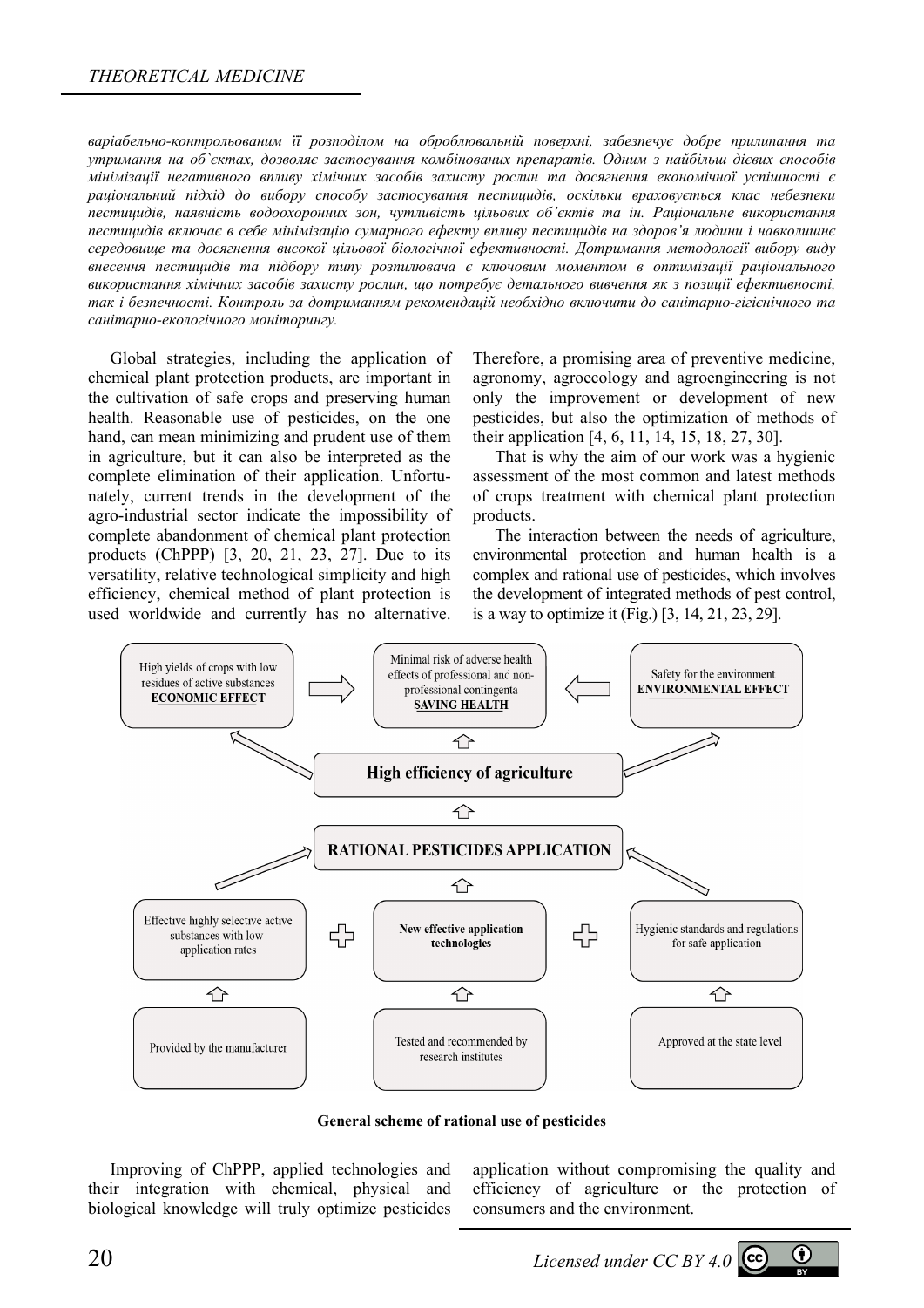*варіабельно-контрольованим її розподілом на оброблювальній поверхні, забезпечує добре прилипання та утримання на об`єктах, дозволяє застосування комбінованих препаратів. Одним з найбільш дієвих способів мінімізації негативного впливу хімічних засобів захисту рослин та досягнення економічної успішності є раціональний підхід до вибору способу застосування пестицидів, оскільки враховується клас небезпеки пестицидів, наявність водоохоронних зон, чутливість цільових об'єктів та ін. Раціональне використання пестицидів включає в себе мінімізацію сумарного ефекту впливу пестицидів на здоров'я людини і навколишнє середовище та досягнення високої цільової біологічної ефективності. Дотримання методології вибору виду внесення пестицидів та підбору типу розпилювача є ключовим моментом в оптимізації раціонального використання хімічних засобів захисту рослин, що потребує детального вивчення як з позиції ефективності, так і безпечності. Контроль за дотриманням рекомендацій необхідно включити до санітарно-гігієнічного та санітарно-екологічного моніторингу.*

Global strategies, including the application of chemical plant protection products, are important in the cultivation of safe crops and preserving human health. Reasonable use of pesticides, on the one hand, can mean minimizing and prudent use of them in agriculture, but it can also be interpreted as the complete elimination of their application. Unfortunately, current trends in the development of the agro-industrial sector indicate the impossibility of complete abandonment of chemical plant protection products (ChPPP) [3, 20, 21, 23, 27]. Due to its versatility, relative technological simplicity and high efficiency, chemical method of plant protection is used worldwide and currently has no alternative. Therefore, a promising area of preventive medicine, agronomy, agroecology and agroengineering is not only the improvement or development of new pesticides, but also the optimization of methods of their application [4, 6, 11, 14, 15, 18, 27, 30].

That is why the aim of our work was a hygienic assessment of the most common and latest methods of crops treatment with chemical plant protection products.

The interaction between the needs of agriculture, environmental protection and human health is a complex and rational use of pesticides, which involves the development of integrated methods of pest control, is a way to optimize it (Fig.) [3, 14, 21, 23, 29].

- High yields of crops with low residues of active substances — **ECONOMIC EFFECT**
- Minimal risk of adverse health effects of professional and non-professional contingenta — **SAVING HEALTH**
- Safety for the environment — **ENVIRONMENTAL EFFECT**

**High efficiency of agriculture**

**RATIONAL PESTICIDES APPLICATION**

- Effective highly selective active substances with low application rates — Provided by the manufacturer
- **New effective application technologies** — Tested and recommended by research institutes
- Hygienic standards and regulations for safe application — Approved at the state level

**General scheme of rational use of pesticides**

Improving of ChPPP, applied technologies and their integration with chemical, physical and biological knowledge will truly optimize pesticides application without compromising the quality and efficiency of agriculture or the protection of consumers and the environment.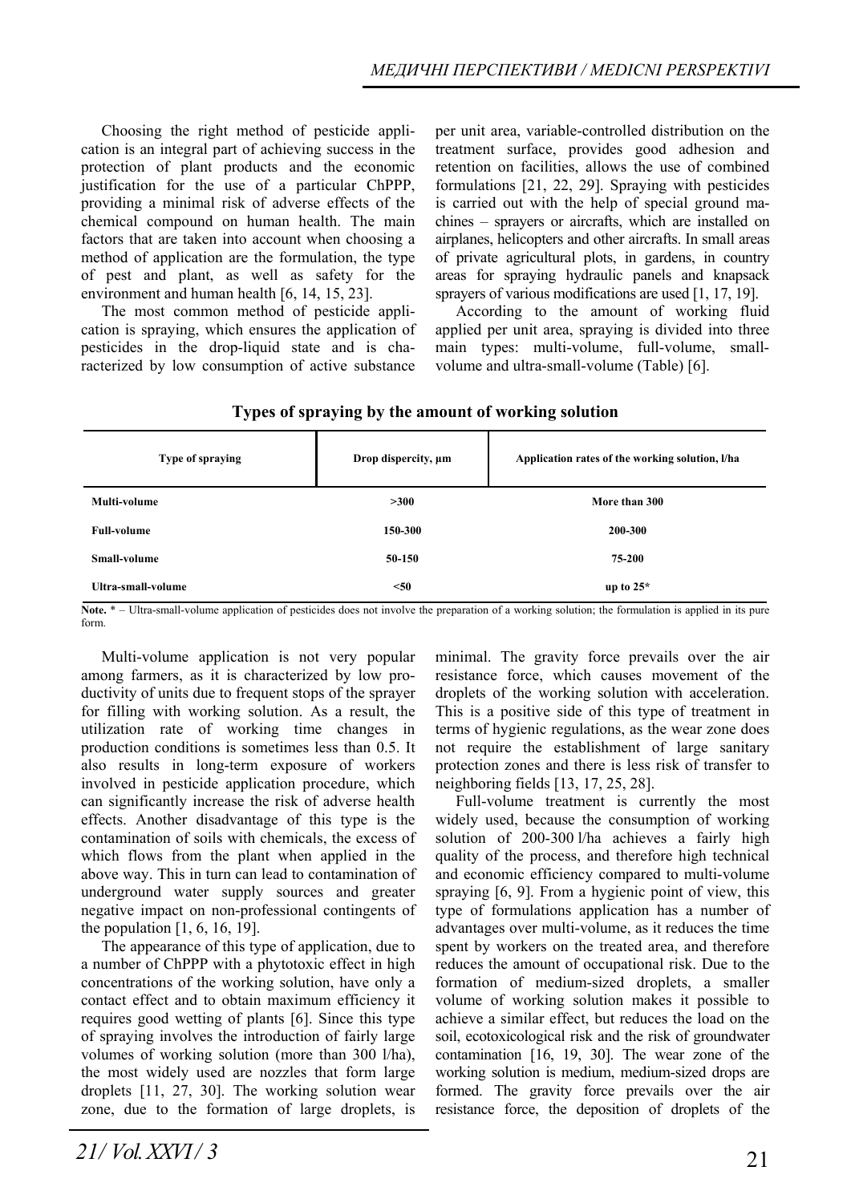Choosing the right method of pesticide application is an integral part of achieving success in the protection of plant products and the economic justification for the use of a particular ChPPP, providing a minimal risk of adverse effects of the chemical compound on human health. The main factors that are taken into account when choosing a method of application are the formulation, the type of pest and plant, as well as safety for the environment and human health [6, 14, 15, 23].

The most common method of pesticide application is spraying, which ensures the application of pesticides in the drop-liquid state and is characterized by low consumption of active substance per unit area, variable-controlled distribution on the treatment surface, provides good adhesion and retention on facilities, allows the use of combined formulations [21, 22, 29]. Spraying with pesticides is carried out with the help of special ground machines – sprayers or aircrafts, which are installed on airplanes, helicopters and other aircrafts. In small areas of private agricultural plots, in gardens, in country areas for spraying hydraulic panels and knapsack sprayers of various modifications are used [1, 17, 19].

According to the amount of working fluid applied per unit area, spraying is divided into three main types: multi-volume, full-volume, small-volume and ultra-small-volume (Table) [6].

**Types of spraying by the amount of working solution**

| Type of spraying | Drop dispercity, µm | Application rates of the working solution, l/ha |
|---|---|---|
| **Multi-volume** | **>300** | **More than 300** |
| **Full-volume** | **150-300** | **200-300** |
| **Small-volume** | **50-150** | **75-200** |
| **Ultra-small-volume** | **<50** | **up to 25*** |

**Note.** * – Ultra-small-volume application of pesticides does not involve the preparation of a working solution; the formulation is applied in its pure form.

Multi-volume application is not very popular among farmers, as it is characterized by low productivity of units due to frequent stops of the sprayer for filling with working solution. As a result, the utilization rate of working time changes in production conditions is sometimes less than 0.5. It also results in long-term exposure of workers involved in pesticide application procedure, which can significantly increase the risk of adverse health effects. Another disadvantage of this type is the contamination of soils with chemicals, the excess of which flows from the plant when applied in the above way. This in turn can lead to contamination of underground water supply sources and greater negative impact on non-professional contingents of the population [1, 6, 16, 19].

The appearance of this type of application, due to a number of ChPPP with a phytotoxic effect in high concentrations of the working solution, have only a contact effect and to obtain maximum efficiency it requires good wetting of plants [6]. Since this type of spraying involves the introduction of fairly large volumes of working solution (more than 300 l/ha), the most widely used are nozzles that form large droplets [11, 27, 30]. The working solution wear zone, due to the formation of large droplets, is minimal. The gravity force prevails over the air resistance force, which causes movement of the droplets of the working solution with acceleration. This is a positive side of this type of treatment in terms of hygienic regulations, as the wear zone does not require the establishment of large sanitary protection zones and there is less risk of transfer to neighboring fields [13, 17, 25, 28].

Full-volume treatment is currently the most widely used, because the consumption of working solution of 200-300 l/ha achieves a fairly high quality of the process, and therefore high technical and economic efficiency compared to multi-volume spraying [6, 9]. From a hygienic point of view, this type of formulations application has a number of advantages over multi-volume, as it reduces the time spent by workers on the treated area, and therefore reduces the amount of occupational risk. Due to the formation of medium-sized droplets, a smaller volume of working solution makes it possible to achieve a similar effect, but reduces the load on the soil, ecotoxicological risk and the risk of groundwater contamination [16, 19, 30]. The wear zone of the working solution is medium, medium-sized drops are formed. The gravity force prevails over the air resistance force, the deposition of droplets of the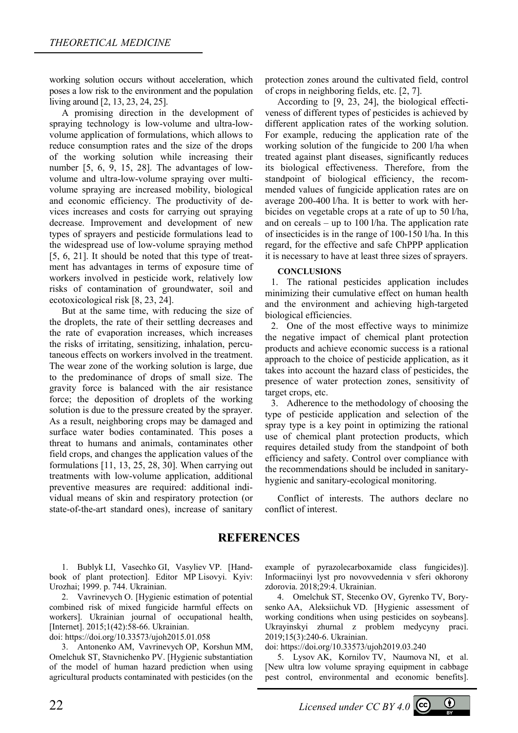working solution occurs without acceleration, which poses a low risk to the environment and the population living around [2, 13, 23, 24, 25].

A promising direction in the development of spraying technology is low-volume and ultra-low-volume application of formulations, which allows to reduce consumption rates and the size of the drops of the working solution while increasing their number [5, 6, 9, 15, 28]. The advantages of low-volume and ultra-low-volume spraying over multi-volume spraying are increased mobility, biological and economic efficiency. The productivity of devices increases and costs for carrying out spraying decrease. Improvement and development of new types of sprayers and pesticide formulations lead to the widespread use of low-volume spraying method [5, 6, 21]. It should be noted that this type of treatment has advantages in terms of exposure time of workers involved in pesticide work, relatively low risks of contamination of groundwater, soil and ecotoxicological risk [8, 23, 24].

But at the same time, with reducing the size of the droplets, the rate of their settling decreases and the rate of evaporation increases, which increases the risks of irritating, sensitizing, inhalation, percutaneous effects on workers involved in the treatment. The wear zone of the working solution is large, due to the predominance of drops of small size. The gravity force is balanced with the air resistance force; the deposition of droplets of the working solution is due to the pressure created by the sprayer. As a result, neighboring crops may be damaged and surface water bodies contaminated. This poses a threat to humans and animals, contaminates other field crops, and changes the application values of the formulations [11, 13, 25, 28, 30]. When carrying out treatments with low-volume application, additional preventive measures are required: additional individual means of skin and respiratory protection (or state-of-the-art standard ones), increase of sanitary protection zones around the cultivated field, control of crops in neighboring fields, etc. [2, 7].

According to [9, 23, 24], the biological effectiveness of different types of pesticides is achieved by different application rates of the working solution. For example, reducing the application rate of the working solution of the fungicide to 200 l/ha when treated against plant diseases, significantly reduces its biological effectiveness. Therefore, from the standpoint of biological efficiency, the recommended values of fungicide application rates are on average 200-400 l/ha. It is better to work with herbicides on vegetable crops at a rate of up to 50 l/ha, and on cereals – up to 100 l/ha. The application rate of insecticides is in the range of 100-150 l/ha. In this regard, for the effective and safe ChPPP application it is necessary to have at least three sizes of sprayers.

**CONCLUSIONS**

1. The rational pesticides application includes minimizing their cumulative effect on human health and the environment and achieving high-targeted biological efficiencies.
2. One of the most effective ways to minimize the negative impact of chemical plant protection products and achieve economic success is a rational approach to the choice of pesticide application, as it takes into account the hazard class of pesticides, the presence of water protection zones, sensitivity of target crops, etc.
3. Adherence to the methodology of choosing the type of pesticide application and selection of the spray type is a key point in optimizing the rational use of chemical plant protection products, which requires detailed study from the standpoint of both efficiency and safety. Control over compliance with the recommendations should be included in sanitary-hygienic and sanitary-ecological monitoring.

Conflict of interests. The authors declare no conflict of interest.

## REFERENCES

1. Bublyk LI, Vasechko GI, Vasyliev VP. [Handbook of plant protection]. Editor MP Lisovyi. Kyiv: Urozhai; 1999. p. 744. Ukrainian.
2. Vavrinevych O. [Hygienic estimation of potential combined risk of mixed fungicide harmful effects on workers]. Ukrainian journal of occupational health, [Internet]. 2015;1(42):58-66. Ukrainian. doi: https://doi.org/10.33573/ujoh2015.01.058
3. Antonenko AM, Vavrinevych OP, Korshun MM, Omelchuk ST, Stavnichenko PV. [Hygienic substantiation of the model of human hazard prediction when using agricultural products contaminated with pesticides (on the example of pyrazolecarboxamide class fungicides)]. Informaciinyi lyst pro novovvedennia v sferi okhorony zdorovia. 2018;29:4. Ukrainian.
4. Omelchuk ST, Stecenko OV, Gyrenko TV, Borysenko AA, Aleksiichuk VD. [Hygienic assessment of working conditions when using pesticides on soybeans]. Ukrayinskyi zhurnal z problem medycyny praci. 2019;15(3):240-6. Ukrainian. doi: https://doi.org/10.33573/ujoh2019.03.240
5. Lysov AK, Kornilov TV, Naumova NI, et al. [New ultra low volume spraying equipment in cabbage pest control, environmental and economic benefits].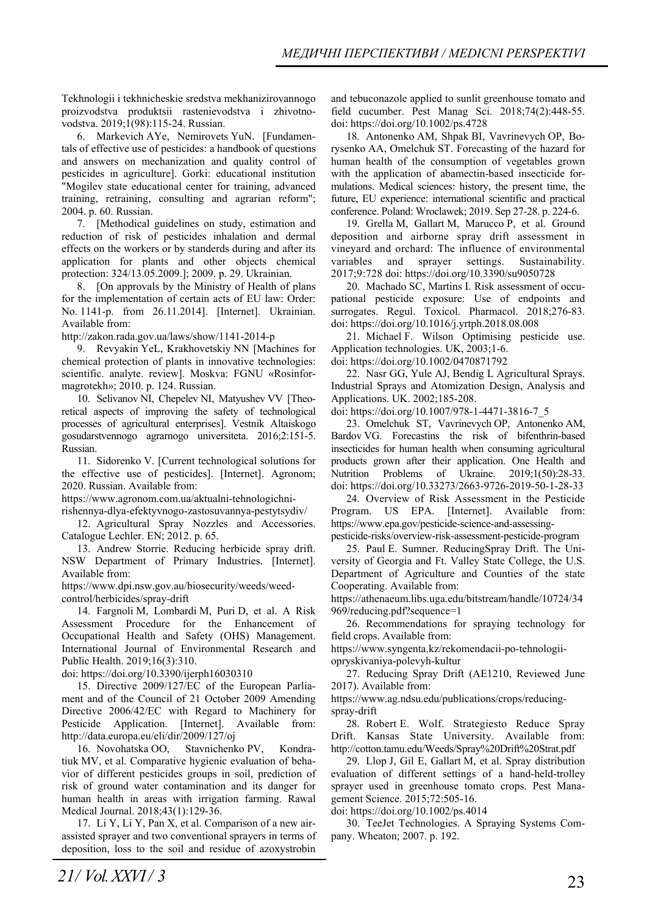Tekhnologii i tekhnicheskie sredstva mekhanizirovannogo proizvodstva produktsii rastenievodstva i zhivotnovodstva. 2019;1(98):115-24. Russian.

6. Markevich AYe, Nemirovets YuN. [Fundamentals of effective use of pesticides: a handbook of questions and answers on mechanization and quality control of pesticides in agriculture]. Gorki: educational institution "Mogilev state educational center for training, advanced training, retraining, consulting and agrarian reform"; 2004. p. 60. Russian.

7. [Methodical guidelines on study, estimation and reduction of risk of pesticides inhalation and dermal effects on the workers or by standerds during and after its application for plants and other objects chemical protection: 324/13.05.2009.]; 2009. p. 29. Ukrainian.

8. [On approvals by the Ministry of Health of plans for the implementation of certain acts of EU law: Order: No. 1141-p. from 26.11.2014]. [Internet]. Ukrainian. Available from:
http://zakon.rada.gov.ua/laws/show/1141-2014-p

9. Revyakin YeL, Krakhovetskiy NN [Machines for chemical protection of plants in innovative technologies: scientific. analyte. review]. Moskva: FGNU «Rosinformagrotekh»; 2010. p. 124. Russian.

10. Selivanov NI, Chepelev NI, Matyushev VV [Theoretical aspects of improving the safety of technological processes of agricultural enterprises]. Vestnik Altaiskogo gosudarstvennogo agrarnogo universiteta. 2016;2:151-5. Russian.

11. Sidorenko V. [Current technological solutions for the effective use of pesticides]. [Internet]. Agronom; 2020. Russian. Available from:
https://www.agronom.com.ua/aktualni-tehnologichni-rishennya-dlya-efektyvnogo-zastosuvannya-pestytsydiv/

12. Agricultural Spray Nozzles and Accessories. Catalogue Lechler. EN; 2012. p. 65.

13. Andrew Storrie. Reducing herbicide spray drift. NSW Department of Primary Industries. [Internet]. Available from:
https://www.dpi.nsw.gov.au/biosecurity/weeds/weed-control/herbicides/spray-drift

14. Fargnoli M, Lombardi M, Puri D, et al. A Risk Assessment Procedure for the Enhancement of Occupational Health and Safety (OHS) Management. International Journal of Environmental Research and Public Health. 2019;16(3):310.
doi: https://doi.org/10.3390/ijerph16030310

15. Directive 2009/127/EC of the European Parliament and of the Council of 21 October 2009 Amending Directive 2006/42/EC with Regard to Machinery for Pesticide Application. [Internet]. Available from: http://data.europa.eu/eli/dir/2009/127/oj

16. Novohatska OO, Stavnichenko PV, Kondratiuk MV, et al. Comparative hygienic evaluation of behavior of different pesticides groups in soil, prediction of risk of ground water contamination and its danger for human health in areas with irrigation farming. Rawal Medical Journal. 2018;43(1):129-36.

17. Li Y, Li Y, Pan X, et al. Comparison of a new air-assisted sprayer and two conventional sprayers in terms of deposition, loss to the soil and residue of azoxystrobin and tebuconazole applied to sunlit greenhouse tomato and field cucumber. Pest Manag Sci. 2018;74(2):448-55.
doi: https://doi.org/10.1002/ps.4728

18. Antonenko AM, Shpak BI, Vavrinevych OP, Borysenko AA, Omelchuk ST. Forecasting of the hazard for human health of the consumption of vegetables grown with the application of abamectin-based insecticide formulations. Medical sciences: history, the present time, the future, EU experience: international scientific and practical conference. Poland: Wroclawek; 2019. Sep 27-28. p. 224-6.

19. Grella M, Gallart M, Marucco P, et al. Ground deposition and airborne spray drift assessment in vineyard and orchard: The influence of environmental variables and sprayer settings. Sustainability. 2017;9:728 doi: https://doi.org/10.3390/su9050728

20. Machado SC, Martins I. Risk assessment of occupational pesticide exposure: Use of endpoints and surrogates. Regul. Toxicol. Pharmacol. 2018;276-83.
doi: https://doi.org/10.1016/j.yrtph.2018.08.008

21. Michael F. Wilson Optimising pesticide use. Application technologies. UK, 2003;1-6.
doi: https://doi.org/10.1002/0470871792

22. Nasr GG, Yule AJ, Bendig L Agricultural Sprays. Industrial Sprays and Atomization Design, Analysis and Applications. UK. 2002;185-208.
doi: https://doi.org/10.1007/978-1-4471-3816-7_5

23. Omelchuk ST, Vavrinevych OP, Antonenko AM, Bardov VG. Forecastins the risk of bifenthrin-based insecticides for human health when consuming agricultural products grown after their application. One Health and Nutrition Problems of Ukraine. 2019;1(50):28-33.
doi: https://doi.org/10.33273/2663-9726-2019-50-1-28-33

24. Overview of Risk Assessment in the Pesticide Program. US EPA. [Internet]. Available from:
https://www.epa.gov/pesticide-science-and-assessing-pesticide-risks/overview-risk-assessment-pesticide-program

25. Paul E. Sumner. ReducingSpray Drift. The University of Georgia and Ft. Valley State College, the U.S. Department of Agriculture and Counties of the state Cooperating. Available from:
https://athenaeum.libs.uga.edu/bitstream/handle/10724/34969/reducing.pdf?sequence=1

26. Recommendations for spraying technology for field crops. Available from:
https://www.syngenta.kz/rekomendacii-po-tehnologii-opryskivaniya-polevyh-kultur

27. Reducing Spray Drift (AE1210, Reviewed June 2017). Available from:
https://www.ag.ndsu.edu/publications/crops/reducing-spray-drift

28. Robert E. Wolf. Strategiesto Reduce Spray Drift. Kansas State University. Available from: http://cotton.tamu.edu/Weeds/Spray%20Drift%20Strat.pdf

29. Llop J, Gil E, Gallart M, et al. Spray distribution evaluation of different settings of a hand-held-trolley sprayer used in greenhouse tomato crops. Pest Management Science. 2015;72:505-16.
doi: https://doi.org/10.1002/ps.4014

30. TeeJet Technologies. A Spraying Systems Company. Wheaton; 2007. p. 192.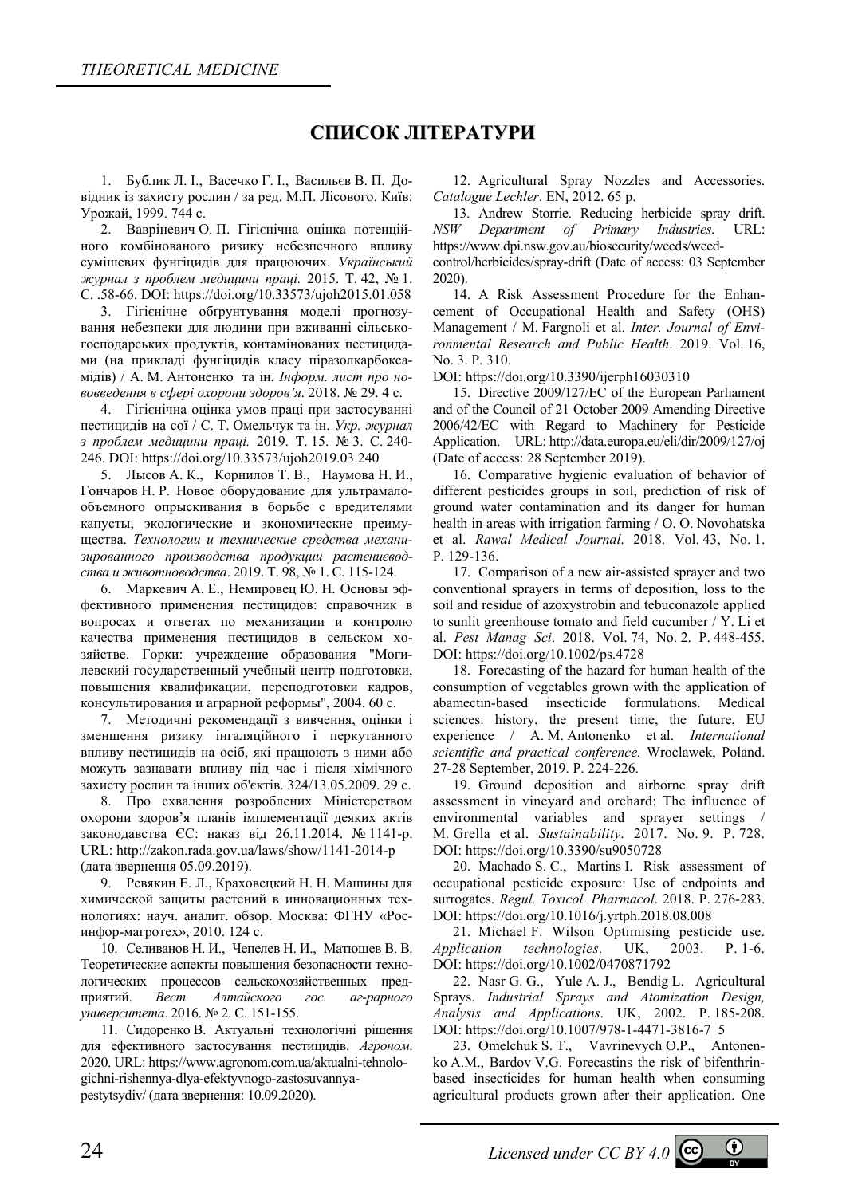## СПИСОК ЛІТЕРАТУРИ

1. Бублик Л. І., Васечко Г. І., Васильєв В. П. Довідник із захисту рослин / за ред. М.П. Лісового. Київ: Урожай, 1999. 744 с.

2. Вавріневич О. П. Гігієнічна оцінка потенційного комбінованого ризику небезпечного впливу сумішевих фунгіцидів для працюючих. *Український журнал з проблем медицини праці.* 2015. Т. 42, № 1. С. .58-66. DOI: https://doi.org/10.33573/ujoh2015.01.058

3. Гігієнічне обґрунтування моделі прогнозування небезпеки для людини при вживанні сільськогосподарських продуктів, контамінованих пестицидами (на прикладі фунгіцидів класу піразолкарбоксамідів) / А. М. Антоненко та ін. *Інформ. лист про нововведення в сфері охорони здоров'я*. 2018. № 29. 4 с.

4. Гігієнічна оцінка умов праці при застосуванні пестицидів на сої / С. Т. Омельчук та ін. *Укр. журнал з проблем медицини праці.* 2019. Т. 15. № 3. С. 240-246. DOI: https://doi.org/10.33573/ujoh2019.03.240

5. Лысов А. К., Корнилов Т. В., Наумова Н. И., Гончаров Н. Р. Новое оборудование для ультрамалообъемного опрыскивания в борьбе с вредителями капусты, экологические и экономические преимущества. *Технологии и технические средства механизированного производства продукции растениеводства и животноводства*. 2019. Т. 98, № 1. С. 115-124.

6. Маркевич А. Е., Немировец Ю. Н. Основы эффективного применения пестицидов: справочник в вопросах и ответах по механизации и контролю качества применения пестицидов в сельском хозяйстве. Горки: учреждение образования "Могилевский государственный учебный центр подготовки, повышения квалификации, переподготовки кадров, консультирования и аграрной реформы", 2004. 60 с.

7. Методичні рекомендації з вивчення, оцінки і зменшення ризику інгаляційного і перкутанного впливу пестицидів на осіб, які працюють з ними або можуть зазнавати впливу під час і після хімічного захисту рослин та інших об'єктів. 324/13.05.2009. 29 с.

8. Про схвалення розроблених Міністерством охорони здоров'я планів імплементації деяких актів законодавства ЄС: наказ від 26.11.2014. № 1141-р. URL: http://zakon.rada.gov.ua/laws/show/1141-2014-р (дата звернення 05.09.2019).

9. Ревякин Е. Л., Краховецкий Н. Н. Машины для химической защиты растений в инновационных технологиях: науч. аналит. обзор. Москва: ФГНУ «Росинфор-магротех», 2010. 124 с.

10. Селиванов Н. И., Чепелев Н. И., Матюшев В. В. Теоретические аспекты повышения безопасности технологических процессов сельскохозяйственных предприятий. *Вест. Алтайского гос. аг-рарного университета*. 2016. № 2. С. 151-155.

11. Сидоренко В. Актуальні технологічні рішення для ефективного застосування пестицидів. *Агроном*. 2020. URL: https://www.agronom.com.ua/aktualni-tehnologichni-rishennya-dlya-efektyvnogo-zastosuvannya-pestytsydiv/ (дата звернення: 10.09.2020).

12. Agricultural Spray Nozzles and Accessories. *Catalogue Lechler*. EN, 2012. 65 p.

13. Andrew Storrie. Reducing herbicide spray drift. *NSW Department of Primary Industries*. URL: https://www.dpi.nsw.gov.au/biosecurity/weeds/weed-control/herbicides/spray-drift (Date of access: 03 September 2020).

14. A Risk Assessment Procedure for the Enhancement of Occupational Health and Safety (OHS) Management / M. Fargnoli et al. *Inter. Journal of Environmental Research and Public Health*. 2019. Vol. 16, No. 3. P. 310. DOI: https://doi.org/10.3390/ijerph16030310

15. Directive 2009/127/EC of the European Parliament and of the Council of 21 October 2009 Amending Directive 2006/42/EC with Regard to Machinery for Pesticide Application. URL: http://data.europa.eu/eli/dir/2009/127/oj (Date of access: 28 September 2019).

16. Comparative hygienic evaluation of behavior of different pesticides groups in soil, prediction of risk of ground water contamination and its danger for human health in areas with irrigation farming / O. O. Novohatska et al. *Rawal Medical Journal*. 2018. Vol. 43, No. 1. P. 129-136.

17. Comparison of a new air-assisted sprayer and two conventional sprayers in terms of deposition, loss to the soil and residue of azoxystrobin and tebuconazole applied to sunlit greenhouse tomato and field cucumber / Y. Li et al. *Pest Manag Sci*. 2018. Vol. 74, No. 2. P. 448-455. DOI: https://doi.org/10.1002/ps.4728

18. Forecasting of the hazard for human health of the consumption of vegetables grown with the application of abamectin-based insecticide formulations. Medical sciences: history, the present time, the future, EU experience / A. M. Antonenko et al. *International scientific and practical conference.* Wroclawek, Poland. 27-28 September, 2019. P. 224-226.

19. Ground deposition and airborne spray drift assessment in vineyard and orchard: The influence of environmental variables and sprayer settings / M. Grella et al. *Sustainability*. 2017. No. 9. P. 728. DOI: https://doi.org/10.3390/su9050728

20. Machado S. C., Martins I. Risk assessment of occupational pesticide exposure: Use of endpoints and surrogates. *Regul. Toxicol. Pharmacol*. 2018. P. 276-283. DOI: https://doi.org/10.1016/j.yrtph.2018.08.008

21. Michael F. Wilson Optimising pesticide use. *Application technologies*. UK, 2003. P. 1-6. DOI: https://doi.org/10.1002/0470871792

22. Nasr G. G., Yule A. J., Bendig L. Agricultural Sprays. *Industrial Sprays and Atomization Design, Analysis and Applications*. UK, 2002. P. 185-208. DOI: https://doi.org/10.1007/978-1-4471-3816-7_5

23. Omelchuk S. T., Vavrinevych O.P., Antonenko A.M., Bardov V.G. Forecastins the risk of bifenthrin-based insecticides for human health when consuming agricultural products grown after their application. One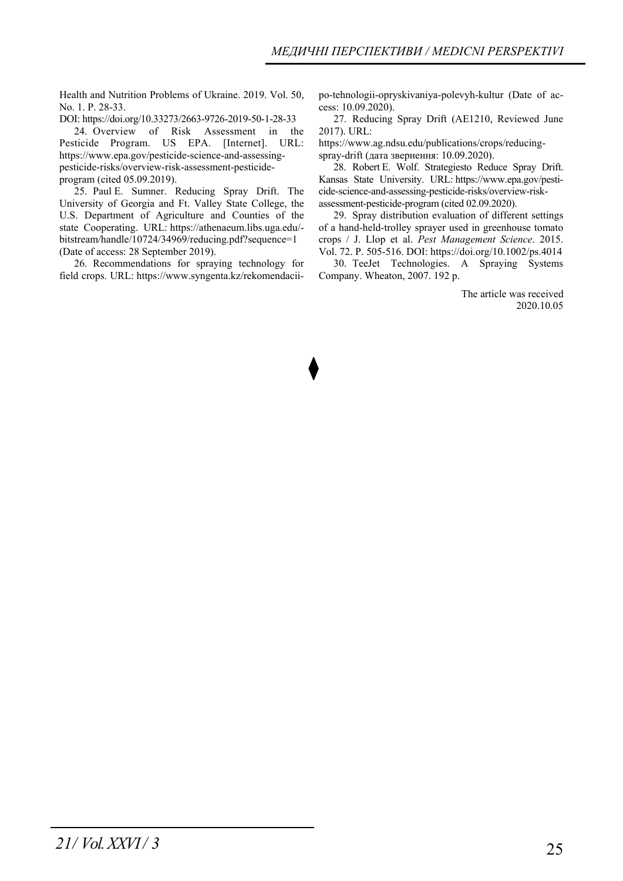Health and Nutrition Problems of Ukraine. 2019. Vol. 50, No. 1. P. 28-33.

DOI: https://doi.org/10.33273/2663-9726-2019-50-1-28-33

24. Overview of Risk Assessment in the Pesticide Program. US EPA. [Internet]. URL: https://www.epa.gov/pesticide-science-and-assessing-pesticide-risks/overview-risk-assessment-pesticide-program (cited 05.09.2019).

25. Paul E. Sumner. Reducing Spray Drift. The University of Georgia and Ft. Valley State College, the U.S. Department of Agriculture and Counties of the state Cooperating. URL: https://athenaeum.libs.uga.edu/-bitstream/handle/10724/34969/reducing.pdf?sequence=1 (Date of access: 28 September 2019).

26. Recommendations for spraying technology for field crops. URL: https://www.syngenta.kz/rekomendacii-po-tehnologii-opryskivaniya-polevyh-kultur (Date of access: 10.09.2020).

27. Reducing Spray Drift (AE1210, Reviewed June 2017). URL: https://www.ag.ndsu.edu/publications/crops/reducing-spray-drift (дата звернення: 10.09.2020).

28. Robert E. Wolf. Strategiesto Reduce Spray Drift. Kansas State University. URL: https://www.epa.gov/pesticide-science-and-assessing-pesticide-risks/overview-risk-assessment-pesticide-program (cited 02.09.2020).

29. Spray distribution evaluation of different settings of a hand-held-trolley sprayer used in greenhouse tomato crops / J. Llop et al. *Pest Management Science*. 2015. Vol. 72. P. 505-516. DOI: https://doi.org/10.1002/ps.4014

30. TeeJet Technologies. A Spraying Systems Company. Wheaton, 2007. 192 p.

The article was received
2020.10.05